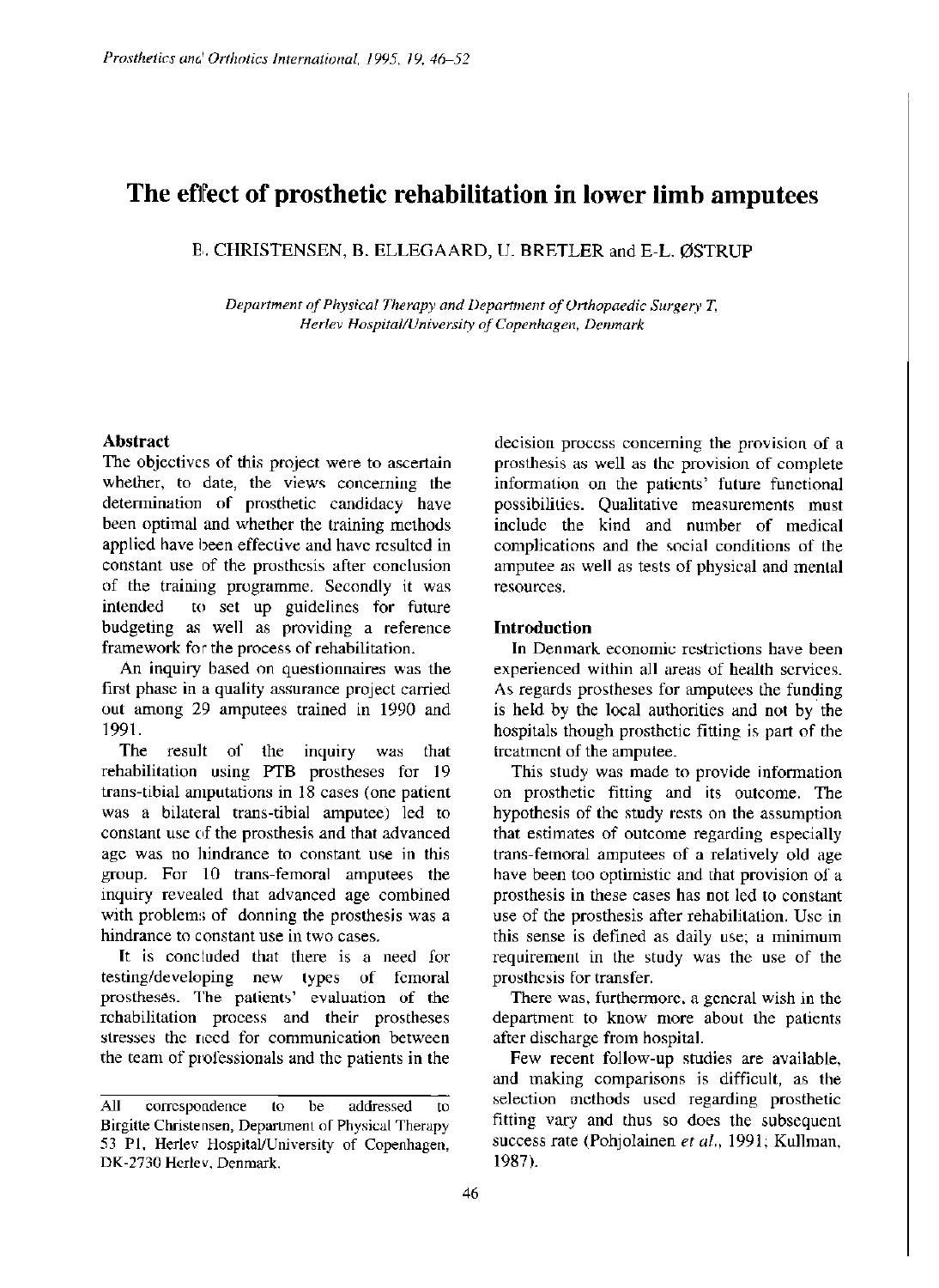# The effect of prosthetic rehabilitation in lower limb amputees

B. CHRISTENSEN, B. ELLEGAARD, U. BRETLER and E-L. ØSTRUP

*Department of Physical Therapy and Department of Orthopaedic Surgery T, Herlev Hospital/University of Copenhagen, Denmark*

## Abstract

The objectives of this project were to ascertain whether, to date, the views concerning the determination of prosthetic candidacy have been optimal and whether the training methods applied have been effective and have resulted in constant use of the prosthesis after conclusion of the training programme. Secondly it was intended to set up guidelines for future budgeting as well as providing a reference framework for the process of rehabilitation.

An inquiry based on questionnaires was the first phase in a quality assurance project carried out among 29 amputees trained in 1990 and 1991.

The result of the inquiry was that rehabilitation using PTB prostheses for 19 trans-tibial amputations in 18 cases (one patient was a bilateral trans-tibial amputee) led to constant use of the prosthesis and that advanced age was no hindrance to constant use in this group. For 10 trans-femoral amputees the inquiry revealed that advanced age combined with problems of donning the prosthesis was a hindrance to constant use in two cases.

It is concluded that there is a need for testing/developing new types of femoral prostheses. The patients' evaluation of the rehabilitation process and their prostheses stresses the need for communication between the team of professionals and the patients in the decision process concerning the provision of a prosthesis as well as the provision of complete information on the patients' future functional possibilities. Qualitative measurements must include the kind and number of medical complications and the social conditions of the amputee as well as tests of physical and mental resources.

All correspondence to be addressed to Birgitte Christensen, Department of Physical Therapy 53 P1, Herlev Hospital/University of Copenhagen, DK-2730 Herlev, Denmark.

## Introduction

In Denmark economic restrictions have been experienced within all areas of health services. As regards prostheses for amputees the funding is held by the local authorities and not by the hospitals though prosthetic fitting is part of the treatment of the amputee.

This study was made to provide information on prosthetic fitting and its outcome. The hypothesis of the study rests on the assumption that estimates of outcome regarding especially trans-femoral amputees of a relatively old age have been too optimistic and that provision of a prosthesis in these cases has not led to constant use of the prosthesis after rehabilitation. Use in this sense is defined as daily use; a minimum requirement in the study was the use of the prosthesis for transfer.

There was, furthermore, a general wish in the department to know more about the patients after discharge from hospital.

Few recent follow-up studies are available, and making comparisons is difficult, as the selection methods used regarding prosthetic fitting vary and thus so does the subsequent success rate (Pohjolainen *et al.*, 1991; Kullman, 1987).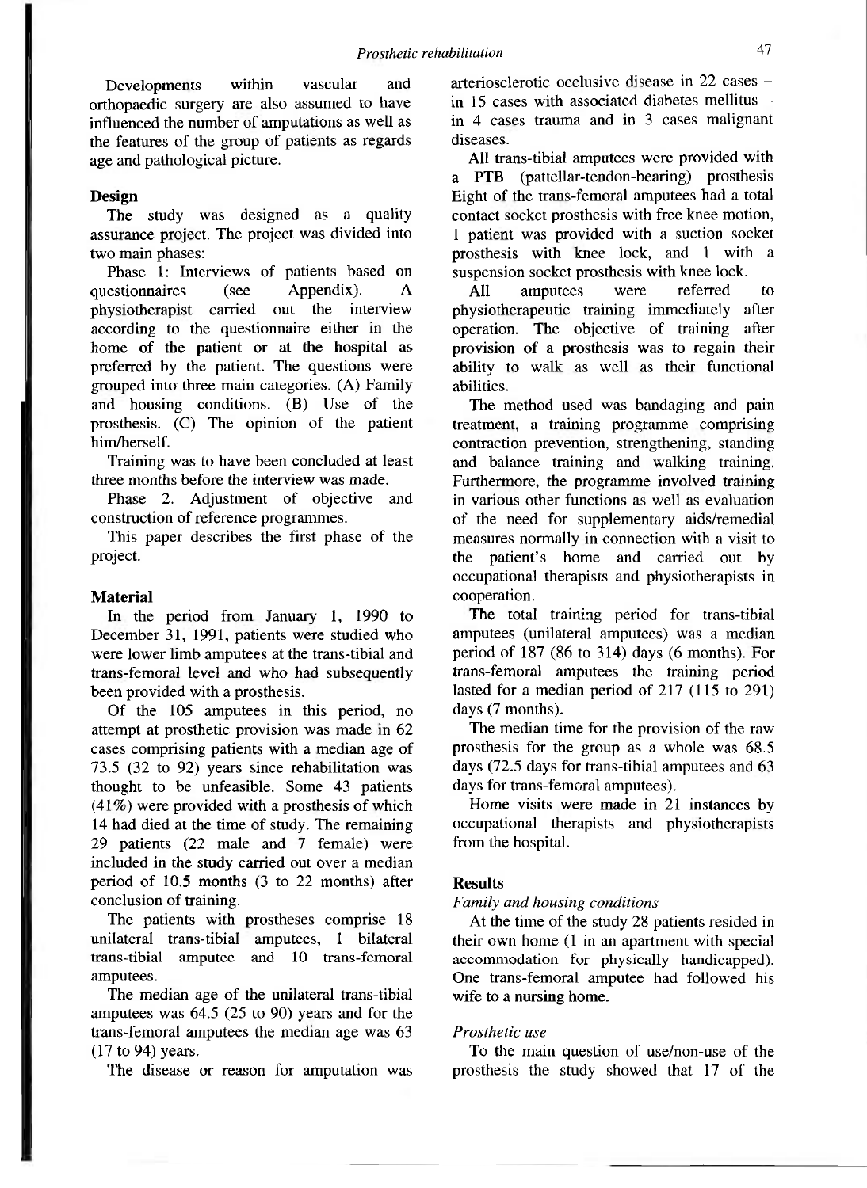Developments within vascular and orthopaedic surgery are also assumed to have influenced the number of amputations as well as the features of the group of patients as regards age and pathological picture.

## Design

The study was designed as a quality assurance project. The project was divided into two main phases:

Phase 1: Interviews of patients based on questionnaires (see Appendix). A physiotherapist carried out the interview according to the questionnaire either in the home of the patient or at the hospital as preferred by the patient. The questions were grouped into three main categories. (A) Family and housing conditions. (B) Use of the prosthesis. (C) The opinion of the patient him/herself.

Training was to have been concluded at least three months before the interview was made.

Phase 2. Adjustment of objective and construction of reference programmes.

This paper describes the first phase of the project.

## Material

In the period from January 1, 1990 to December 31, 1991, patients were studied who were lower limb amputees at the trans-tibial and trans-femoral level and who had subsequently been provided with a prosthesis.

Of the 105 amputees in this period, no attempt at prosthetic provision was made in 62 cases comprising patients with a median age of 73.5 (32 to 92) years since rehabilitation was thought to be unfeasible. Some 43 patients (41%) were provided with a prosthesis of which 14 had died at the time of study. The remaining 29 patients (22 male and 7 female) were included in the study carried out over a median period of 10.5 months (3 to 22 months) after conclusion of training.

The patients with prostheses comprise 18 unilateral trans-tibial amputees, 1 bilateral trans-tibial amputee and 10 trans-femoral amputees.

The median age of the unilateral trans-tibial amputees was 64.5 (25 to 90) years and for the trans-femoral amputees the median age was 63 (17 to 94) years.

The disease or reason for amputation was arteriosclerotic occlusive disease in 22 cases – in 15 cases with associated diabetes mellitus – in 4 cases trauma and in 3 cases malignant diseases.

All trans-tibial amputees were provided with a PTB (pattellar-tendon-bearing) prosthesis Eight of the trans-femoral amputees had a total contact socket prosthesis with free knee motion, 1 patient was provided with a suction socket prosthesis with knee lock, and 1 with a suspension socket prosthesis with knee lock.

All amputees were referred to physiotherapeutic training immediately after operation. The objective of training after provision of a prosthesis was to regain their ability to walk as well as their functional abilities.

The method used was bandaging and pain treatment, a training programme comprising contraction prevention, strengthening, standing and balance training and walking training. Furthermore, the programme involved training in various other functions as well as evaluation of the need for supplementary aids/remedial measures normally in connection with a visit to the patient's home and carried out by occupational therapists and physiotherapists in cooperation.

The total training period for trans-tibial amputees (unilateral amputees) was a median period of 187 (86 to 314) days (6 months). For trans-femoral amputees the training period lasted for a median period of 217 (115 to 291) days (7 months).

The median time for the provision of the raw prosthesis for the group as a whole was 68.5 days (72.5 days for trans-tibial amputees and 63 days for trans-femoral amputees).

Home visits were made in 21 instances by occupational therapists and physiotherapists from the hospital.

## Results

### *Family and housing conditions*

At the time of the study 28 patients resided in their own home (1 in an apartment with special accommodation for physically handicapped). One trans-femoral amputee had followed his wife to a nursing home.

### *Prosthetic use*

To the main question of use/non-use of the prosthesis the study showed that 17 of the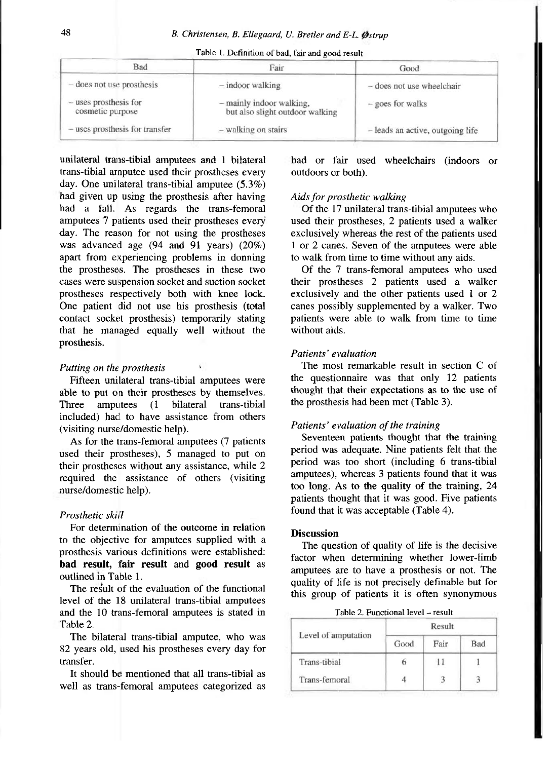Table 1. Definition of bad, fair and good result

| Bad | Fair | Good |
|---|---|---|
| – does not use prosthesis | – indoor walking | – does not use wheelchair |
| – uses prosthesis for cosmetic purpose | – mainly indoor walking, but also slight outdoor walking | – goes for walks |
| – uses prosthesis for transfer | – walking on stairs | – leads an active, outgoing life |

unilateral trans-tibial amputees and 1 bilateral trans-tibial amputee used their prostheses every day. One unilateral trans-tibial amputee (5.3%) had given up using the prosthesis after having had a fall. As regards the trans-femoral amputees 7 patients used their prostheses every day. The reason for not using the prostheses was advanced age (94 and 91 years) (20%) apart from experiencing problems in donning the prostheses. The prostheses in these two cases were suspension socket and suction socket prostheses respectively both with knee lock. One patient did not use his prosthesis (total contact socket prosthesis) temporarily stating that he managed equally well without the prosthesis.

*Putting on the prosthesis*

Fifteen unilateral trans-tibial amputees were able to put on their prostheses by themselves. Three amputees (1 bilateral trans-tibial included) had to have assistance from others (visiting nurse/domestic help).

As for the trans-femoral amputees (7 patients used their prostheses), 5 managed to put on their prostheses without any assistance, while 2 required the assistance of others (visiting nurse/domestic help).

*Prosthetic skill*

For determination of the outcome in relation to the objective for amputees supplied with a prosthesis various definitions were established: **bad result, fair result** and **good result** as outlined in Table 1.

The result of the evaluation of the functional level of the 18 unilateral trans-tibial amputees and the 10 trans-femoral amputees is stated in Table 2.

The bilateral trans-tibial amputee, who was 82 years old, used his prostheses every day for transfer.

It should be mentioned that all trans-tibial as well as trans-femoral amputees categorized as bad or fair used wheelchairs (indoors or outdoors or both).

*Aids for prosthetic walking*

Of the 17 unilateral trans-tibial amputees who used their prostheses, 2 patients used a walker exclusively whereas the rest of the patients used 1 or 2 canes. Seven of the amputees were able to walk from time to time without any aids.

Of the 7 trans-femoral amputees who used their prostheses 2 patients used a walker exclusively and the other patients used 1 or 2 canes possibly supplemented by a walker. Two patients were able to walk from time to time without aids.

*Patients' evaluation*

The most remarkable result in section C of the questionnaire was that only 12 patients thought that their expectations as to the use of the prosthesis had been met (Table 3).

*Patients' evaluation of the training*

Seventeen patients thought that the training period was adequate. Nine patients felt that the period was too short (including 6 trans-tibial amputees), whereas 3 patients found that it was too long. As to the quality of the training, 24 patients thought that it was good. Five patients found that it was acceptable (Table 4).

## Discussion

The question of quality of life is the decisive factor when determining whether lower-limb amputees are to have a prosthesis or not. The quality of life is not precisely definable but for this group of patients it is often synonymous

Table 2. Functional level – result

| Level of amputation | Result | | |
|---|---|---|---|
| | Good | Fair | Bad |
| Trans-tibial | 6 | 11 | 1 |
| Trans-femoral | 4 | 3 | 3 |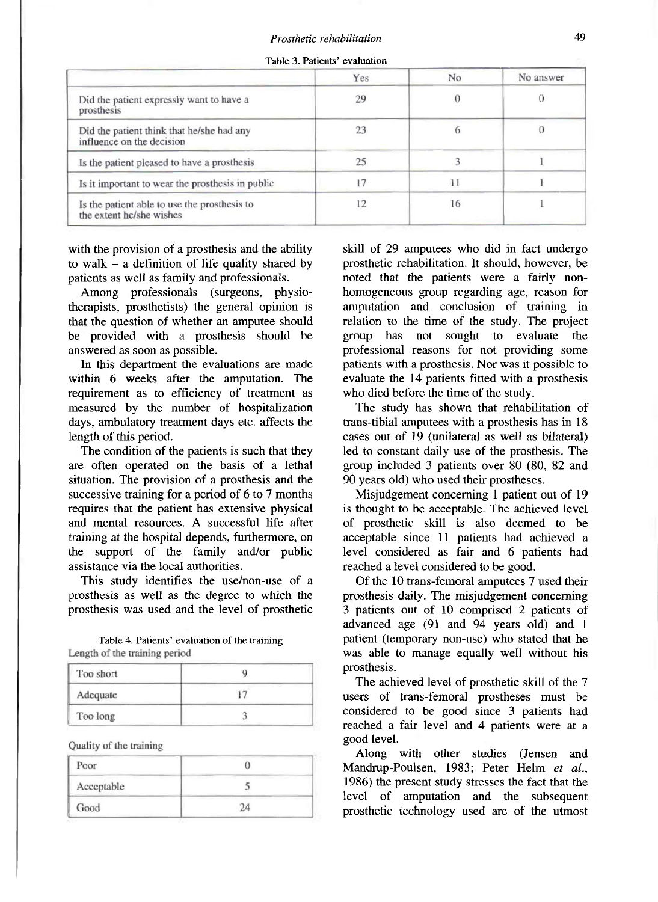Table 3. Patients' evaluation

| | Yes | No | No answer |
|---|---|---|---|
| Did the patient expressly want to have a prosthesis | 29 | 0 | 0 |
| Did the patient think that he/she had any influence on the decision | 23 | 6 | 0 |
| Is the patient pleased to have a prosthesis | 25 | 3 | 1 |
| Is it important to wear the prosthesis in public | 17 | 11 | 1 |
| Is the patient able to use the prosthesis to the extent he/she wishes | 12 | 16 | 1 |

with the provision of a prosthesis and the ability to walk – a definition of life quality shared by patients as well as family and professionals.

Among professionals (surgeons, physiotherapists, prosthetists) the general opinion is that the question of whether an amputee should be provided with a prosthesis should be answered as soon as possible.

In this department the evaluations are made within 6 weeks after the amputation. The requirement as to efficiency of treatment as measured by the number of hospitalization days, ambulatory treatment days etc. affects the length of this period.

The condition of the patients is such that they are often operated on the basis of a lethal situation. The provision of a prosthesis and the successive training for a period of 6 to 7 months requires that the patient has extensive physical and mental resources. A successful life after training at the hospital depends, furthermore, on the support of the family and/or public assistance via the local authorities.

This study identifies the use/non-use of a prosthesis as well as the degree to which the prosthesis was used and the level of prosthetic

Table 4. Patients' evaluation of the training

Length of the training period

| | |
|---|---|
| Too short | 9 |
| Adequate | 17 |
| Too long | 3 |

Quality of the training

| | |
|---|---|
| Poor | 0 |
| Acceptable | 5 |
| Good | 24 |

skill of 29 amputees who did in fact undergo prosthetic rehabilitation. It should, however, be noted that the patients were a fairly non-homogeneous group regarding age, reason for amputation and conclusion of training in relation to the time of the study. The project group has not sought to evaluate the professional reasons for not providing some patients with a prosthesis. Nor was it possible to evaluate the 14 patients fitted with a prosthesis who died before the time of the study.

The study has shown that rehabilitation of trans-tibial amputees with a prosthesis has in 18 cases out of 19 (unilateral as well as bilateral) led to constant daily use of the prosthesis. The group included 3 patients over 80 (80, 82 and 90 years old) who used their prostheses.

Misjudgement concerning 1 patient out of 19 is thought to be acceptable. The achieved level of prosthetic skill is also deemed to be acceptable since 11 patients had achieved a level considered as fair and 6 patients had reached a level considered to be good.

Of the 10 trans-femoral amputees 7 used their prosthesis daily. The misjudgement concerning 3 patients out of 10 comprised 2 patients of advanced age (91 and 94 years old) and 1 patient (temporary non-use) who stated that he was able to manage equally well without his prosthesis.

The achieved level of prosthetic skill of the 7 users of trans-femoral prostheses must be considered to be good since 3 patients had reached a fair level and 4 patients were at a good level.

Along with other studies (Jensen and Mandrup-Poulsen, 1983; Peter Helm *et al.*, 1986) the present study stresses the fact that the level of amputation and the subsequent prosthetic technology used are of the utmost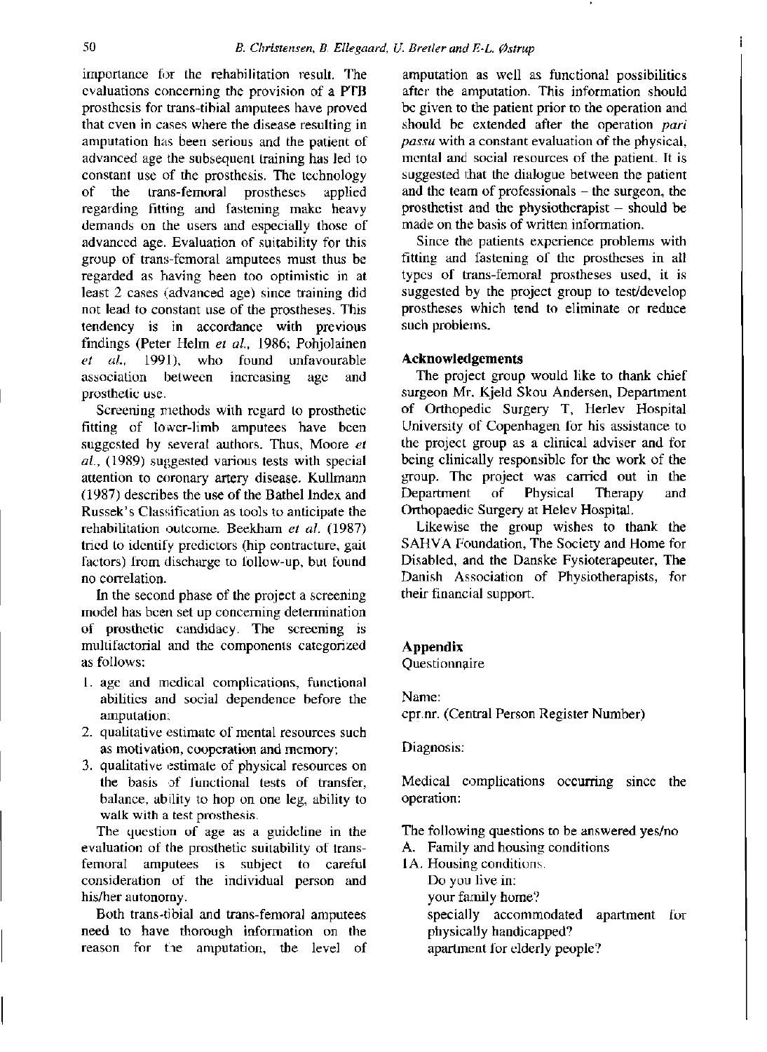importance for the rehabilitation result. The evaluations concerning the provision of a PTB prosthesis for trans-tibial amputees have proved that even in cases where the disease resulting in amputation has been serious and the patient of advanced age the subsequent training has led to constant use of the prosthesis. The technology of the trans-femoral prostheses applied regarding fitting and fastening make heavy demands on the users and especially those of advanced age. Evaluation of suitability for this group of trans-femoral amputees must thus be regarded as having been too optimistic in at least 2 cases (advanced age) since training did not lead to constant use of the prostheses. This tendency is in accordance with previous findings (Peter Helm *et al.*, 1986; Pohjolainen *et al.*, 1991), who found unfavourable association between increasing age and prosthetic use.

Screening methods with regard to prosthetic fitting of lower-limb amputees have been suggested by several authors. Thus, Moore *et al.*, (1989) suggested various tests with special attention to coronary artery disease. Kullmann (1987) describes the use of the Bathel Index and Russek's Classification as tools to anticipate the rehabilitation outcome. Beekham *et al.* (1987) tried to identify predictors (hip contracture, gait factors) from discharge to follow-up, but found no correlation.

In the second phase of the project a screening model has been set up concerning determination of prosthetic candidacy. The screening is multifactorial and the components categorized as follows:

1. age and medical complications, functional abilities and social dependence before the amputation;
2. qualitative estimate of mental resources such as motivation, cooperation and memory;
3. qualitative estimate of physical resources on the basis of functional tests of transfer, balance, ability to hop on one leg, ability to walk with a test prosthesis.

The question of age as a guideline in the evaluation of the prosthetic suitability of trans-femoral amputees is subject to careful consideration of the individual person and his/her autonomy.

Both trans-tibial and trans-femoral amputees need to have thorough information on the reason for the amputation, the level of amputation as well as functional possibilities after the amputation. This information should be given to the patient prior to the operation and should be extended after the operation *pari passu* with a constant evaluation of the physical, mental and social resources of the patient. It is suggested that the dialogue between the patient and the team of professionals – the surgeon, the prosthetist and the physiotherapist – should be made on the basis of written information.

Since the patients experience problems with fitting and fastening of the prostheses in all types of trans-femoral prostheses used, it is suggested by the project group to test/develop prostheses which tend to eliminate or reduce such problems.

## Acknowledgements

The project group would like to thank chief surgeon Mr. Kjeld Skou Andersen, Department of Orthopedic Surgery T, Herlev Hospital University of Copenhagen for his assistance to the project group as a clinical adviser and for being clinically responsible for the work of the group. The project was carried out in the Department of Physical Therapy and Orthopaedic Surgery at Helev Hospital.

Likewise the group wishes to thank the SAHVA Foundation, The Society and Home for Disabled, and the Danske Fysioterapeuter, The Danish Association of Physiotherapists, for their financial support.

## Appendix

Questionnaire

Name:
cpr.nr. (Central Person Register Number)

Diagnosis:

Medical complications occurring since the operation:

The following questions to be answered yes/no

A. Family and housing conditions

1A. Housing conditions.
Do you live in:
your family home?
specially accommodated apartment for physically handicapped?
apartment for elderly people?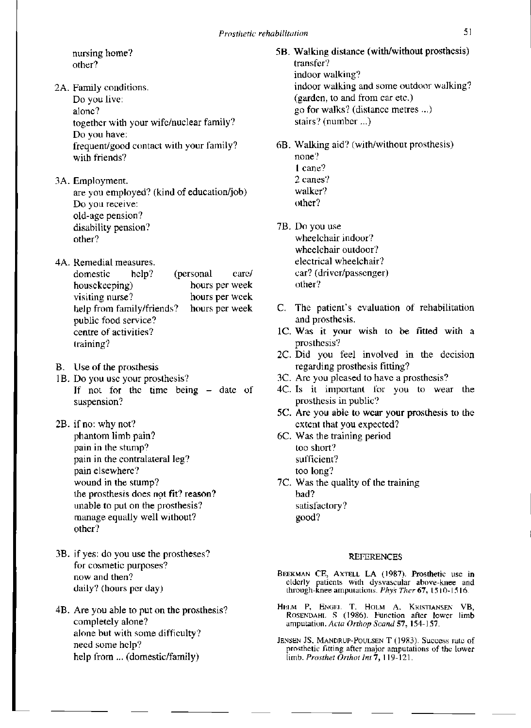nursing home?
other?

2A. Family conditions.
Do you live:
alone?
together with your wife/nuclear family?
Do you have:
frequent/good contact with your family?
with friends?

3A. Employment.
are you employed? (kind of education/job)
Do you receive:
old-age pension?
disability pension?
other?

4A. Remedial measures.

| | |
|---|---|
| domestic help? (personal care/housekeeping) | hours per week |
| visiting nurse? | hours per week |
| help from family/friends? | hours per week |

public food service?
centre of activities?
training?

B. Use of the prosthesis

1B. Do you use your prosthesis?
If not for the time being – date of suspension?

2B. if no: why not?
phantom limb pain?
pain in the stump?
pain in the contralateral leg?
pain elsewhere?
wound in the stump?
the prosthesis does not fit? reason?
unable to put on the prosthesis?
manage equally well without?
other?

3B. if yes: do you use the prostheses?
for cosmetic purposes?
now and then?
daily? (hours per day)

4B. Are you able to put on the prosthesis?
completely alone?
alone but with some difficulty?
need some help?
help from ... (domestic/family)

5B. Walking distance (with/without prosthesis)
transfer?
indoor walking?
indoor walking and some outdoor walking? (garden, to and from car etc.)
go for walks? (distance metres ...)
stairs? (number ...)

6B. Walking aid? (with/without prosthesis)
none?
1 cane?
2 canes?
walker?
other?

7B. Do you use
wheelchair indoor?
wheelchair outdoor?
electrical wheelchair?
car? (driver/passenger)
other?

C. The patient's evaluation of rehabilitation and prosthesis.

1C. Was it your wish to be fitted with a prosthesis?

2C. Did you feel involved in the decision regarding prosthesis fitting?

3C. Are you pleased to have a prosthesis?

4C. Is it important for you to wear the prosthesis in public?

5C. Are you able to wear your prosthesis to the extent that you expected?

6C. Was the training period
too short?
sufficient?
too long?

7C. Was the quality of the training
bad?
satisfactory?
good?

## REFERENCES

Beekman CE, Axtell LA (1987). Prosthetic use in elderly patients with dysvascular above-knee and through-knee amputations. *Phys Ther* **67**, 1510-1516.

Helm P, Engel T, Holm A, Kristiansen VB, Rosendahl S (1986). Function after lower limb amputation. *Acta Orthop Scand* **57**, 154-157.

Jensen JS, Mandrup-Poulsen T (1983). Success rate of prosthetic fitting after major amputations of the lower limb. *Prosthet Orthot Int* **7**, 119-121.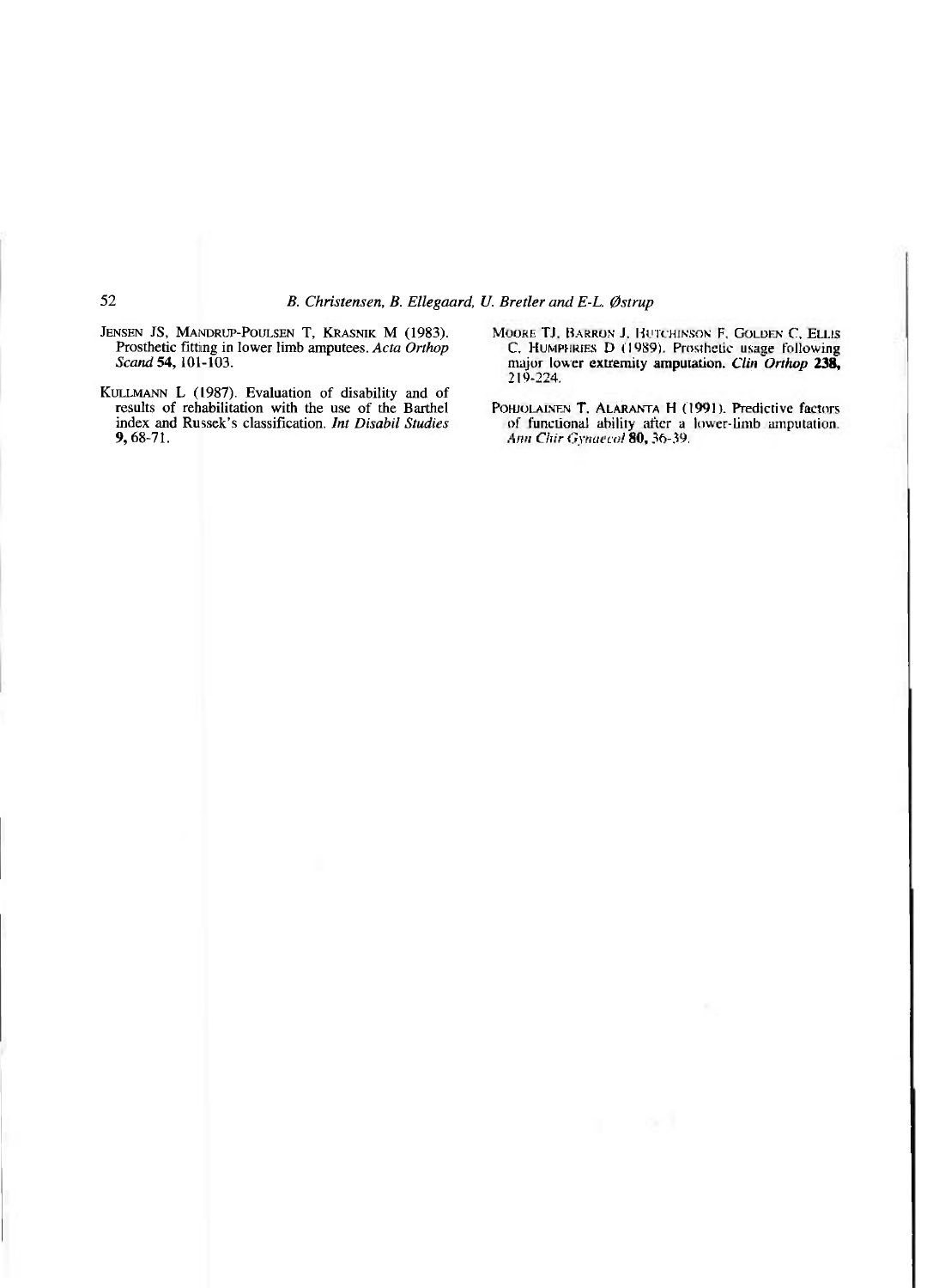Jensen JS, Mandrup-Poulsen T, Krasnik M (1983). Prosthetic fitting in lower limb amputees. *Acta Orthop Scand* **54**, 101-103.

Kullmann L (1987). Evaluation of disability and of results of rehabilitation with the use of the Barthel index and Russek's classification. *Int Disabil Studies* **9**, 68-71.

Moore TJ, Barron J, Hutchinson F, Golden C, Ellis C, Humphries D (1989). Prosthetic usage following major lower extremity amputation. *Clin Orthop* **238**, 219-224.

Pohjolainen T, Alaranta H (1991). Predictive factors of functional ability after a lower-limb amputation. *Ann Chir Gynaecol* **80**, 36-39.